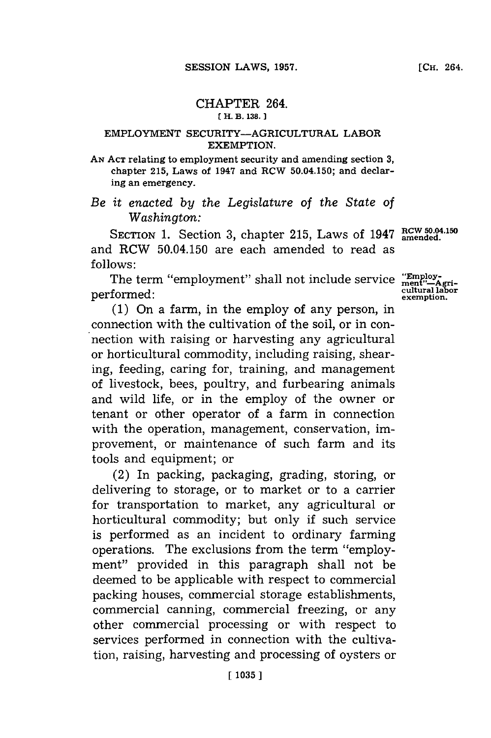# CHAPTER 264.

[ H. B. 138. ]

## EMPLOYMENT SECURITY—AGRICULTURAL LABOR EXEMPTION.

AN ACT relating to employment security and amending section 3, chapter 215, Laws of 1947 and RCW 50.04.150; and declaring an emergency.

*Be it enacted by the Legislature of the State of Washington:*

SECTION 1. Section 3, chapter 215, Laws of 1947 and RCW 50.04.150 are each amended to read as follows:

RCW 50.04.150 amended.

"Employment"—Agricultural labor exemption.

The term "employment" shall not include service performed:

(1) On a farm, in the employ of any person, in connection with the cultivation of the soil, or in connection with raising or harvesting any agricultural or horticultural commodity, including raising, shearing, feeding, caring for, training, and management of livestock, bees, poultry, and furbearing animals and wild life, or in the employ of the owner or tenant or other operator of a farm in connection with the operation, management, conservation, improvement, or maintenance of such farm and its tools and equipment; or

(2) In packing, packaging, grading, storing, or delivering to storage, or to market or to a carrier for transportation to market, any agricultural or horticultural commodity; but only if such service is performed as an incident to ordinary farming operations. The exclusions from the term "employment" provided in this paragraph shall not be deemed to be applicable with respect to commercial packing houses, commercial storage establishments, commercial canning, commercial freezing, or any other commercial processing or with respect to services performed in connection with the cultivation, raising, harvesting and processing of oysters or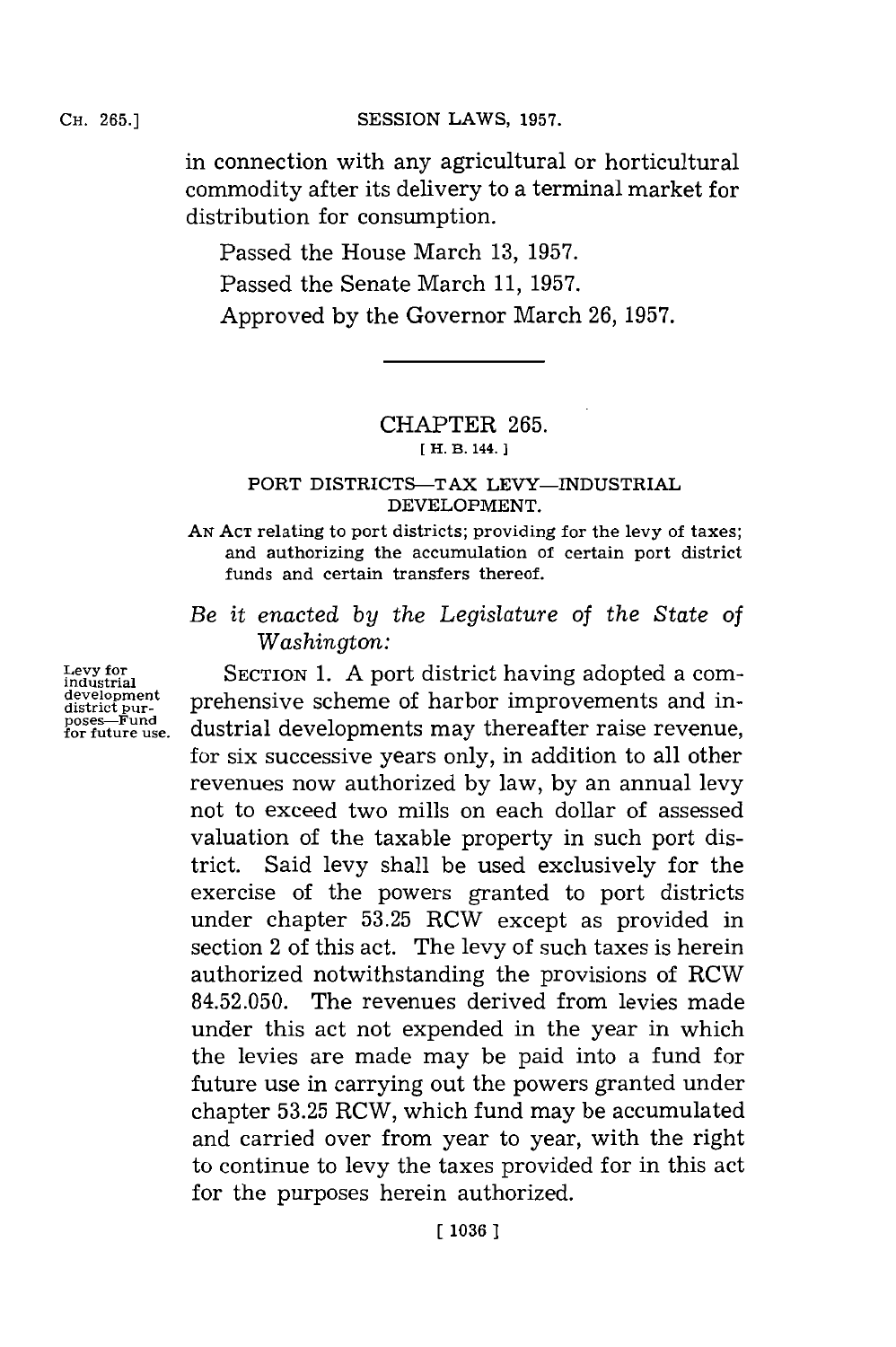in connection with any agricultural or horticultural commodity after its delivery to a terminal market for distribution for consumption.

Passed the House March 13, 1957.

Passed the Senate March 11, 1957.

Approved by the Governor March 26, 1957.

---

## CHAPTER 265.

[ H. B. 144. ]

### PORT DISTRICTS—TAX LEVY—INDUSTRIAL DEVELOPMENT.

AN ACT relating to port districts; providing for the levy of taxes; and authorizing the accumulation of certain port district funds and certain transfers thereof.

*Be it enacted by the Legislature of the State of Washington:*

Levy for industrial development district purposes—Fund for future use.

SECTION 1. A port district having adopted a comprehensive scheme of harbor improvements and industrial developments may thereafter raise revenue, for six successive years only, in addition to all other revenues now authorized by law, by an annual levy not to exceed two mills on each dollar of assessed valuation of the taxable property in such port district. Said levy shall be used exclusively for the exercise of the powers granted to port districts under chapter 53.25 RCW except as provided in section 2 of this act. The levy of such taxes is herein authorized notwithstanding the provisions of RCW 84.52.050. The revenues derived from levies made under this act not expended in the year in which the levies are made may be paid into a fund for future use in carrying out the powers granted under chapter 53.25 RCW, which fund may be accumulated and carried over from year to year, with the right to continue to levy the taxes provided for in this act for the purposes herein authorized.